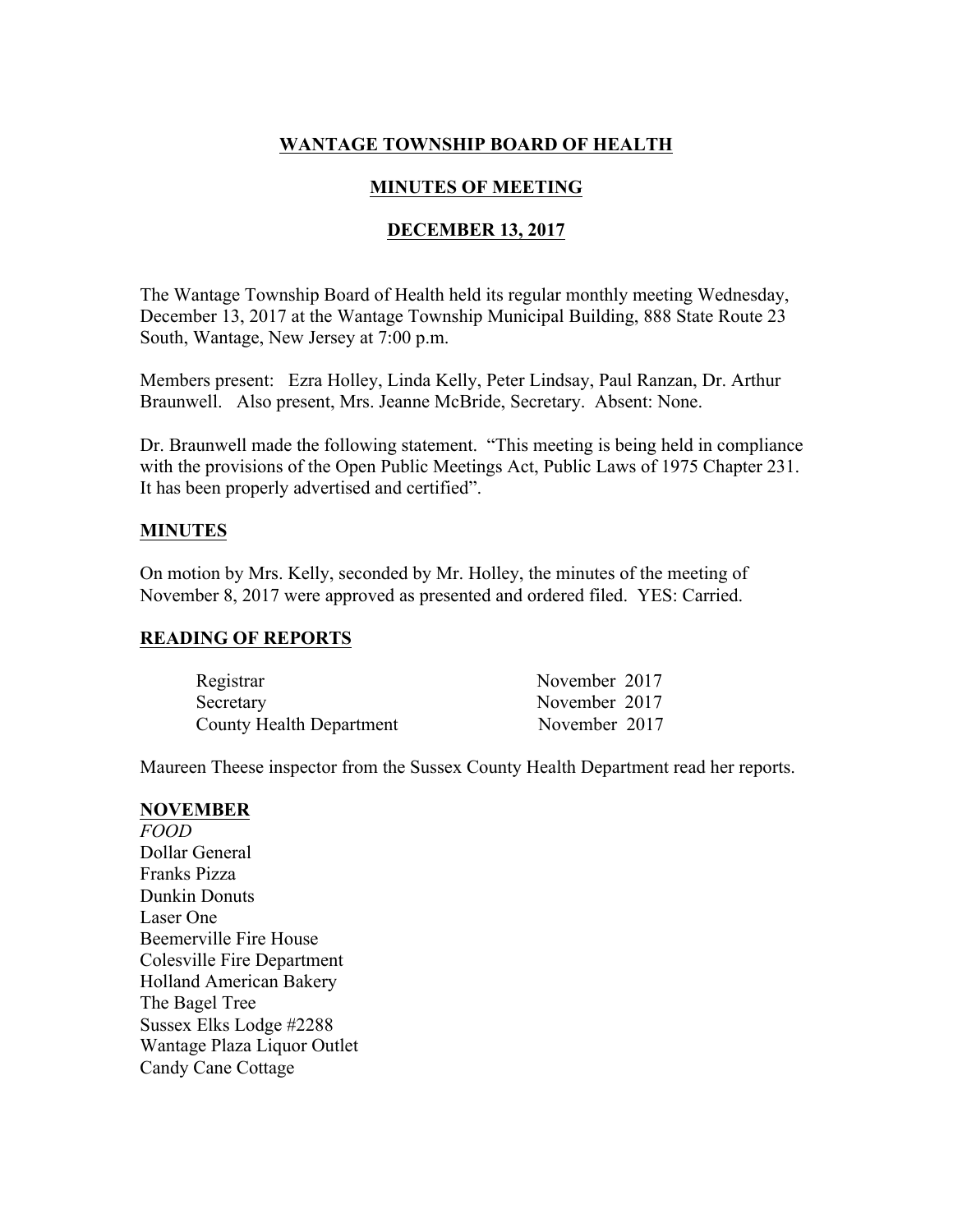# WANTAGE TOWNSHIP BOARD OF HEALTH

## MINUTES OF MEETING

## DECEMBER 13, 2017

The Wantage Township Board of Health held its regular monthly meeting Wednesday, December 13, 2017 at the Wantage Township Municipal Building, 888 State Route 23 South, Wantage, New Jersey at 7:00 p.m.

Members present: Ezra Holley, Linda Kelly, Peter Lindsay, Paul Ranzan, Dr. Arthur Braunwell. Also present, Mrs. Jeanne McBride, Secretary. Absent: None.

Dr. Braunwell made the following statement. "This meeting is being held in compliance with the provisions of the Open Public Meetings Act, Public Laws of 1975 Chapter 231. It has been properly advertised and certified".

### MINUTES

On motion by Mrs. Kelly, seconded by Mr. Holley, the minutes of the meeting of November 8, 2017 were approved as presented and ordered filed. YES: Carried.

### READING OF REPORTS

| | |
|---|---|
| Registrar | November 2017 |
| Secretary | November 2017 |
| County Health Department | November 2017 |

Maureen Theese inspector from the Sussex County Health Department read her reports.

### NOVEMBER

*FOOD*
Dollar General
Franks Pizza
Dunkin Donuts
Laser One
Beemerville Fire House
Colesville Fire Department
Holland American Bakery
The Bagel Tree
Sussex Elks Lodge #2288
Wantage Plaza Liquor Outlet
Candy Cane Cottage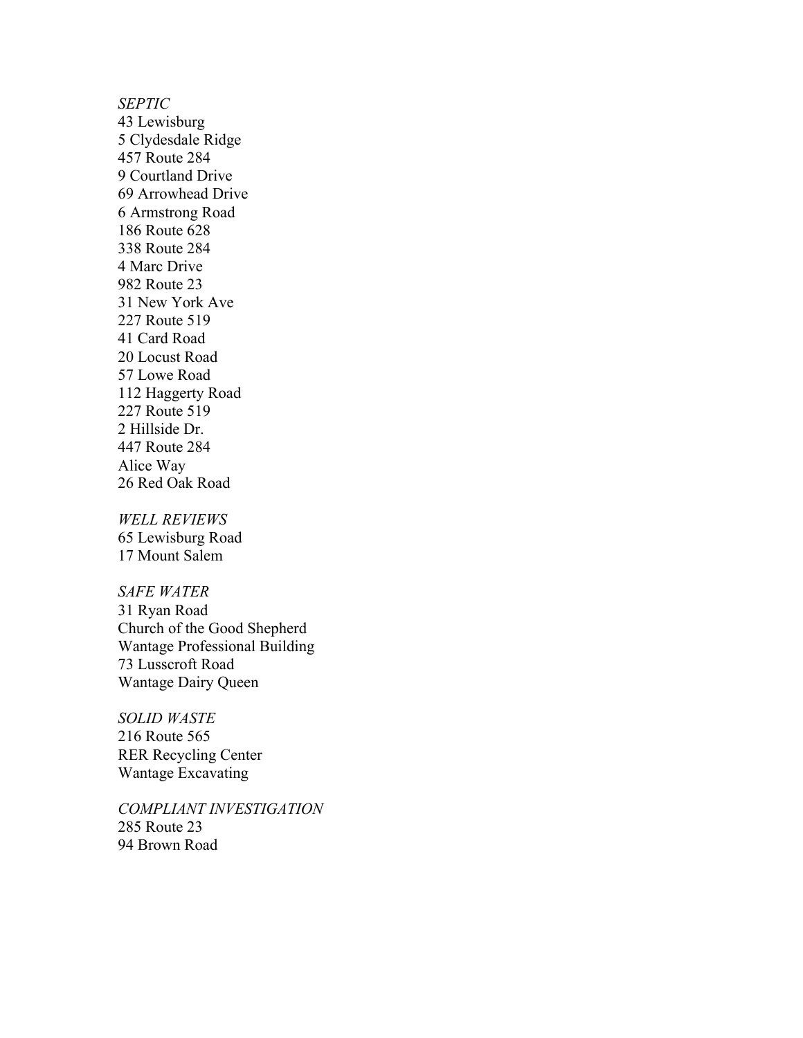*SEPTIC*
43 Lewisburg
5 Clydesdale Ridge
457 Route 284
9 Courtland Drive
69 Arrowhead Drive
6 Armstrong Road
186 Route 628
338 Route 284
4 Marc Drive
982 Route 23
31 New York Ave
227 Route 519
41 Card Road
20 Locust Road
57 Lowe Road
112 Haggerty Road
227 Route 519
2 Hillside Dr.
447 Route 284
Alice Way
26 Red Oak Road

*WELL REVIEWS*
65 Lewisburg Road
17 Mount Salem

*SAFE WATER*
31 Ryan Road
Church of the Good Shepherd
Wantage Professional Building
73 Lusscroft Road
Wantage Dairy Queen

*SOLID WASTE*
216 Route 565
RER Recycling Center
Wantage Excavating

*COMPLIANT INVESTIGATION*
285 Route 23
94 Brown Road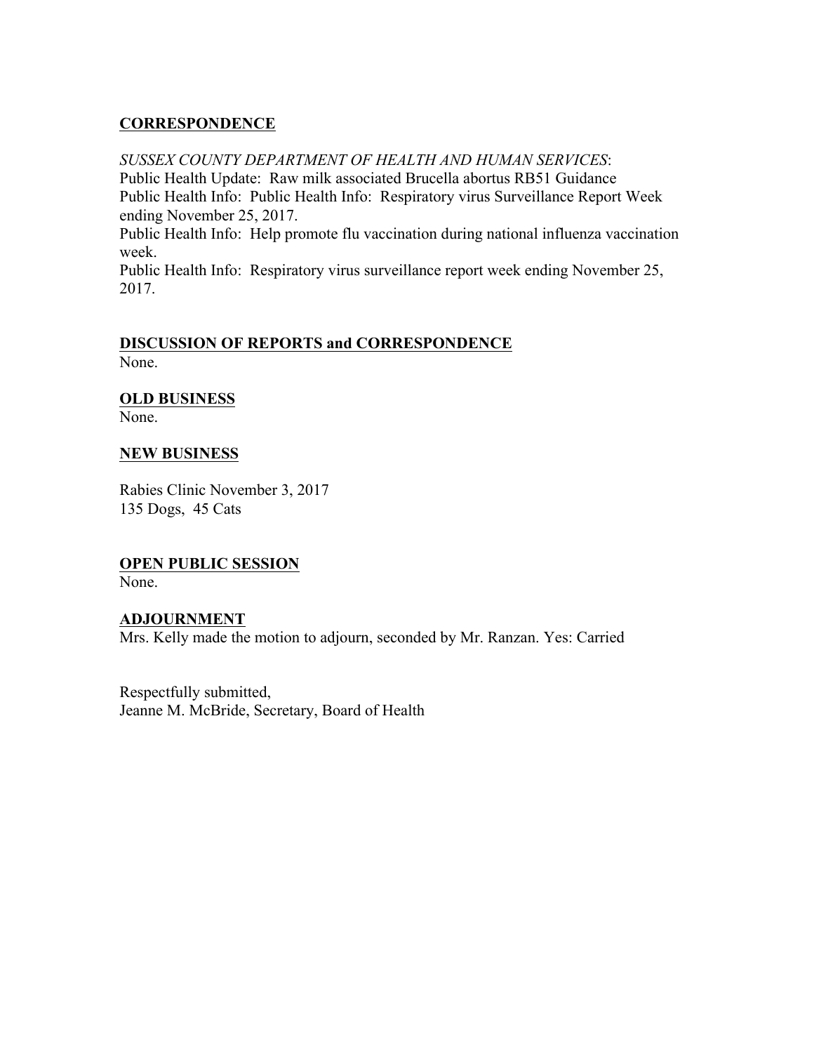## CORRESPONDENCE

*SUSSEX COUNTY DEPARTMENT OF HEALTH AND HUMAN SERVICES*:
Public Health Update: Raw milk associated Brucella abortus RB51 Guidance
Public Health Info: Public Health Info: Respiratory virus Surveillance Report Week ending November 25, 2017.
Public Health Info: Help promote flu vaccination during national influenza vaccination week.
Public Health Info: Respiratory virus surveillance report week ending November 25, 2017.

## DISCUSSION OF REPORTS and CORRESPONDENCE

None.

## OLD BUSINESS

None.

## NEW BUSINESS

Rabies Clinic November 3, 2017
135 Dogs, 45 Cats

## OPEN PUBLIC SESSION

None.

## ADJOURNMENT

Mrs. Kelly made the motion to adjourn, seconded by Mr. Ranzan. Yes: Carried

Respectfully submitted,
Jeanne M. McBride, Secretary, Board of Health